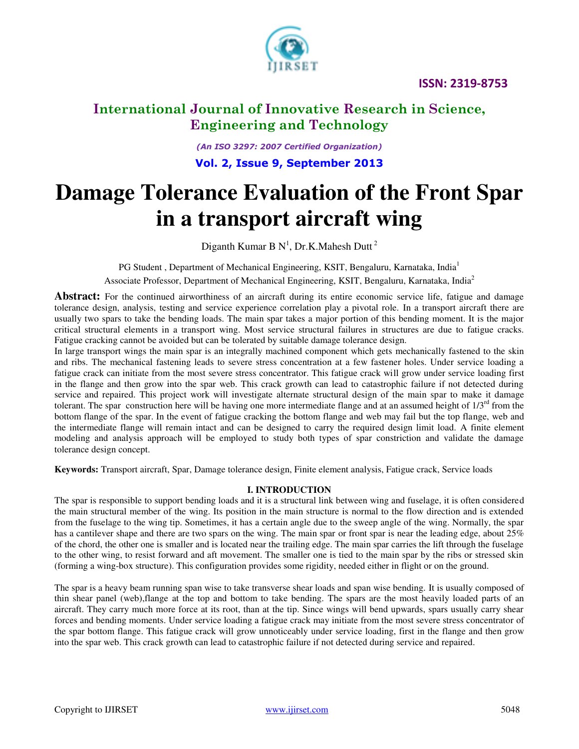# Damage Tolerance Evaluation of the Front Spar in a transport aircraft wing

Diganth Kumar B N[1], Dr.K.Mahesh Dutt [2]

PG Student , Department of Mechanical Engineering, KSIT, Bengaluru, Karnataka, India[1]

Associate Professor, Department of Mechanical Engineering, KSIT, Bengaluru, Karnataka, India[2]

**Abstract:** For the continued airworthiness of an aircraft during its entire economic service life, fatigue and damage tolerance design, analysis, testing and service experience correlation play a pivotal role. In a transport aircraft there are usually two spars to take the bending loads. The main spar takes a major portion of this bending moment. It is the major critical structural elements in a transport wing. Most service structural failures in structures are due to fatigue cracks. Fatigue cracking cannot be avoided but can be tolerated by suitable damage tolerance design.

In large transport wings the main spar is an integrally machined component which gets mechanically fastened to the skin and ribs. The mechanical fastening leads to severe stress concentration at a few fastener holes. Under service loading a fatigue crack can initiate from the most severe stress concentrator. This fatigue crack will grow under service loading first in the flange and then grow into the spar web. This crack growth can lead to catastrophic failure if not detected during service and repaired. This project work will investigate alternate structural design of the main spar to make it damage tolerant. The spar construction here will be having one more intermediate flange and at an assumed height of 1/3rd from the bottom flange of the spar. In the event of fatigue cracking the bottom flange and web may fail but the top flange, web and the intermediate flange will remain intact and can be designed to carry the required design limit load. A finite element modeling and analysis approach will be employed to study both types of spar constriction and validate the damage tolerance design concept.

**Keywords:** Transport aircraft, Spar, Damage tolerance design, Finite element analysis, Fatigue crack, Service loads

## I. INTRODUCTION

The spar is responsible to support bending loads and it is a structural link between wing and fuselage, it is often considered the main structural member of the wing. Its position in the main structure is normal to the flow direction and is extended from the fuselage to the wing tip. Sometimes, it has a certain angle due to the sweep angle of the wing. Normally, the spar has a cantilever shape and there are two spars on the wing. The main spar or front spar is near the leading edge, about 25% of the chord, the other one is smaller and is located near the trailing edge. The main spar carries the lift through the fuselage to the other wing, to resist forward and aft movement. The smaller one is tied to the main spar by the ribs or stressed skin (forming a wing-box structure). This configuration provides some rigidity, needed either in flight or on the ground.

The spar is a heavy beam running span wise to take transverse shear loads and span wise bending. It is usually composed of thin shear panel (web),flange at the top and bottom to take bending. The spars are the most heavily loaded parts of an aircraft. They carry much more force at its root, than at the tip. Since wings will bend upwards, spars usually carry shear forces and bending moments. Under service loading a fatigue crack may initiate from the most severe stress concentrator of the spar bottom flange. This fatigue crack will grow unnoticeably under service loading, first in the flange and then grow into the spar web. This crack growth can lead to catastrophic failure if not detected during service and repaired.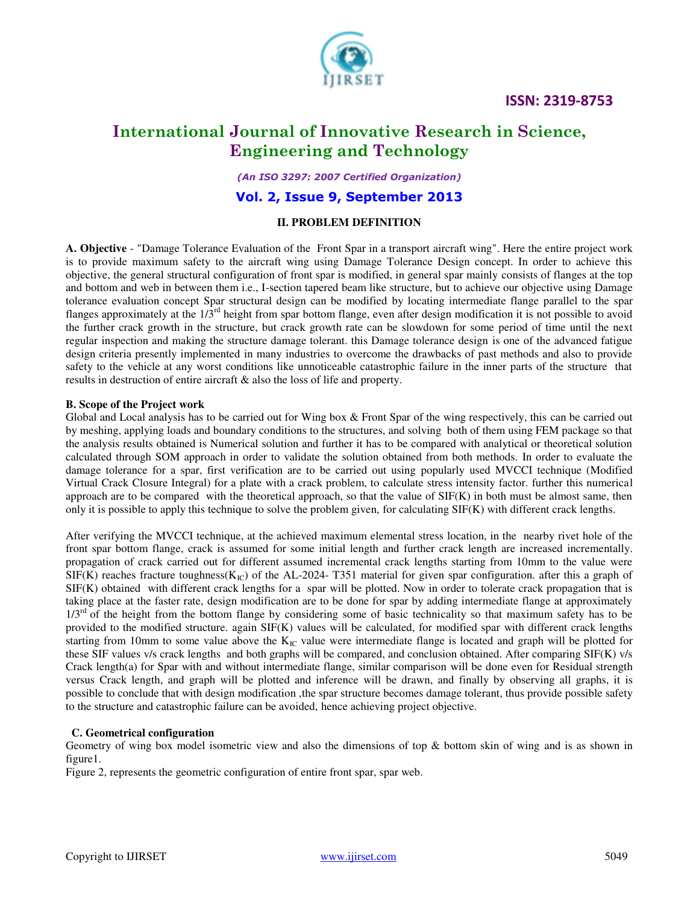## II. PROBLEM DEFINITION

**A. Objective** - "Damage Tolerance Evaluation of the Front Spar in a transport aircraft wing". Here the entire project work is to provide maximum safety to the aircraft wing using Damage Tolerance Design concept. In order to achieve this objective, the general structural configuration of front spar is modified, in general spar mainly consists of flanges at the top and bottom and web in between them i.e., I-section tapered beam like structure, but to achieve our objective using Damage tolerance evaluation concept Spar structural design can be modified by locating intermediate flange parallel to the spar flanges approximately at the 1/3rd height from spar bottom flange, even after design modification it is not possible to avoid the further crack growth in the structure, but crack growth rate can be slowdown for some period of time until the next regular inspection and making the structure damage tolerant. this Damage tolerance design is one of the advanced fatigue design criteria presently implemented in many industries to overcome the drawbacks of past methods and also to provide safety to the vehicle at any worst conditions like unnoticeable catastrophic failure in the inner parts of the structure that results in destruction of entire aircraft & also the loss of life and property.

**B. Scope of the Project work**

Global and Local analysis has to be carried out for Wing box & Front Spar of the wing respectively, this can be carried out by meshing, applying loads and boundary conditions to the structures, and solving both of them using FEM package so that the analysis results obtained is Numerical solution and further it has to be compared with analytical or theoretical solution calculated through SOM approach in order to validate the solution obtained from both methods. In order to evaluate the damage tolerance for a spar, first verification are to be carried out using popularly used MVCCI technique (Modified Virtual Crack Closure Integral) for a plate with a crack problem, to calculate stress intensity factor. further this numerical approach are to be compared with the theoretical approach, so that the value of SIF(K) in both must be almost same, then only it is possible to apply this technique to solve the problem given, for calculating SIF(K) with different crack lengths.

After verifying the MVCCI technique, at the achieved maximum elemental stress location, in the nearby rivet hole of the front spar bottom flange, crack is assumed for some initial length and further crack length are increased incrementally. propagation of crack carried out for different assumed incremental crack lengths starting from 10mm to the value were SIF(K) reaches fracture toughness($K_{IC}$) of the AL-2024- T351 material for given spar configuration. after this a graph of SIF(K) obtained with different crack lengths for a spar will be plotted. Now in order to tolerate crack propagation that is taking place at the faster rate, design modification are to be done for spar by adding intermediate flange at approximately 1/3rd of the height from the bottom flange by considering some of basic technicality so that maximum safety has to be provided to the modified structure. again SIF(K) values will be calculated, for modified spar with different crack lengths starting from 10mm to some value above the $K_{IC}$ value were intermediate flange is located and graph will be plotted for these SIF values v/s crack lengths and both graphs will be compared, and conclusion obtained. After comparing SIF(K) v/s Crack length(a) for Spar with and without intermediate flange, similar comparison will be done even for Residual strength versus Crack length, and graph will be plotted and inference will be drawn, and finally by observing all graphs, it is possible to conclude that with design modification ,the spar structure becomes damage tolerant, thus provide possible safety to the structure and catastrophic failure can be avoided, hence achieving project objective.

**C. Geometrical configuration**

Geometry of wing box model isometric view and also the dimensions of top & bottom skin of wing and is as shown in figure1.

Figure 2, represents the geometric configuration of entire front spar, spar web.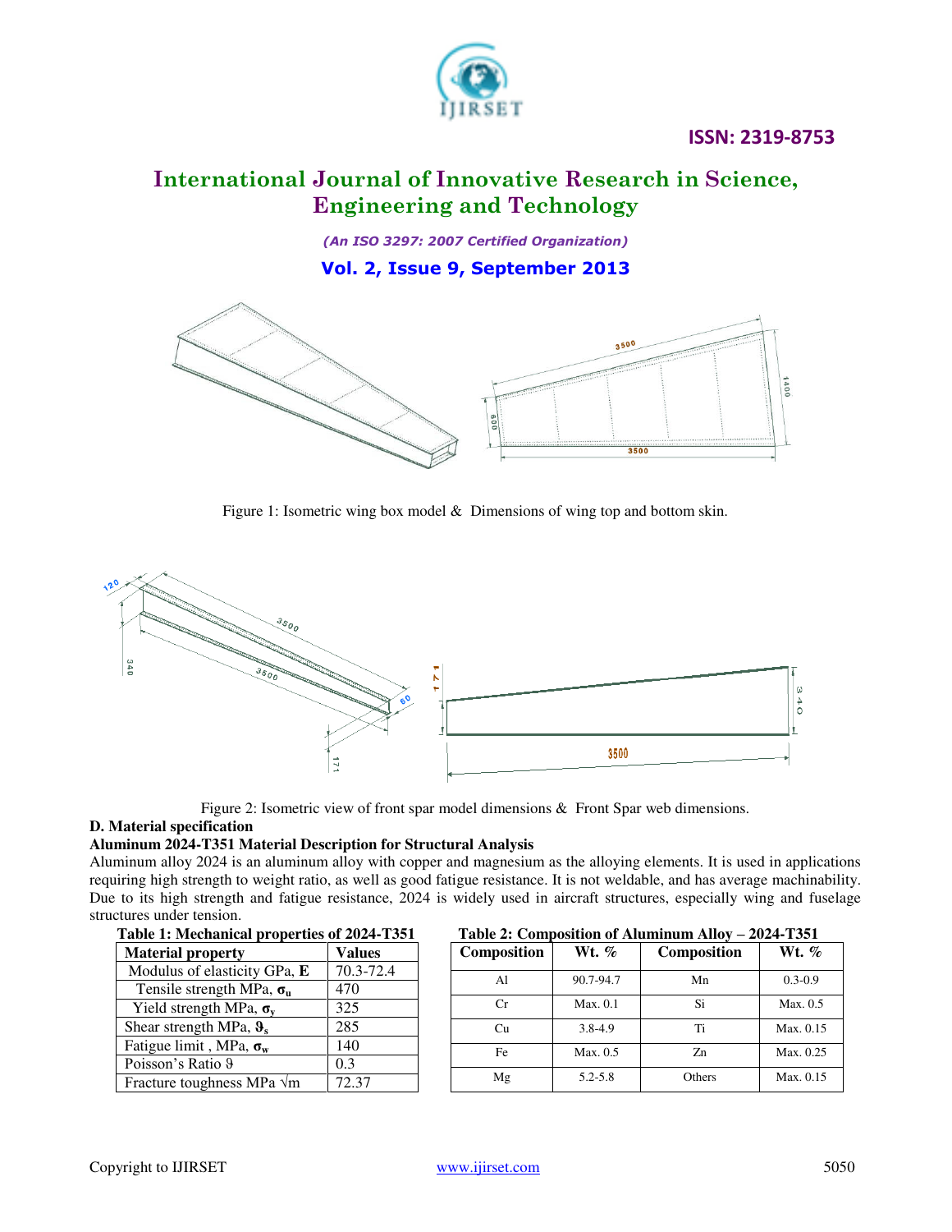Figure 1: Isometric wing box model & Dimensions of wing top and bottom skin.

Figure 2: Isometric view of front spar model dimensions & Front Spar web dimensions.

**D. Material specification**

**Aluminum 2024-T351 Material Description for Structural Analysis**

Aluminum alloy 2024 is an aluminum alloy with copper and magnesium as the alloying elements. It is used in applications requiring high strength to weight ratio, as well as good fatigue resistance. It is not weldable, and has average machinability. Due to its high strength and fatigue resistance, 2024 is widely used in aircraft structures, especially wing and fuselage structures under tension.

**Table 1: Mechanical properties of 2024-T351**

| Material property | Values |
|---|---|
| Modulus of elasticity GPa, **E** | 70.3-72.4 |
| Tensile strength MPa, $\sigma_u$ | 470 |
| Yield strength MPa, $\sigma_y$ | 325 |
| Shear strength MPa, $\vartheta_s$ | 285 |
| Fatigue limit , MPa, $\sigma_w$ | 140 |
| Poisson's Ratio $\vartheta$ | 0.3 |
| Fracture toughness MPa $\sqrt{m}$ | 72.37 |

**Table 2: Composition of Aluminum Alloy – 2024-T351**

| Composition | Wt. % | Composition | Wt. % |
|---|---|---|---|
| Al | 90.7-94.7 | Mn | 0.3-0.9 |
| Cr | Max. 0.1 | Si | Max. 0.5 |
| Cu | 3.8-4.9 | Ti | Max. 0.15 |
| Fe | Max. 0.5 | Zn | Max. 0.25 |
| Mg | 5.2-5.8 | Others | Max. 0.15 |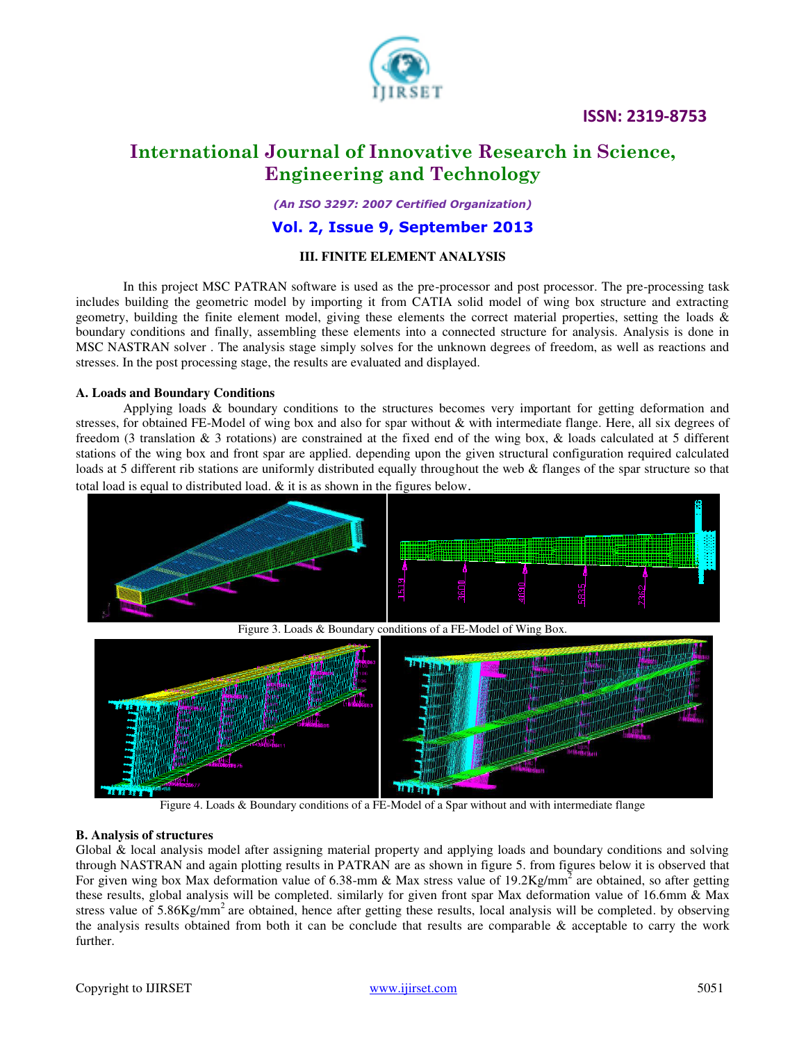## III. FINITE ELEMENT ANALYSIS

In this project MSC PATRAN software is used as the pre-processor and post processor. The pre-processing task includes building the geometric model by importing it from CATIA solid model of wing box structure and extracting geometry, building the finite element model, giving these elements the correct material properties, setting the loads & boundary conditions and finally, assembling these elements into a connected structure for analysis. Analysis is done in MSC NASTRAN solver . The analysis stage simply solves for the unknown degrees of freedom, as well as reactions and stresses. In the post processing stage, the results are evaluated and displayed.

### A. Loads and Boundary Conditions

Applying loads & boundary conditions to the structures becomes very important for getting deformation and stresses, for obtained FE-Model of wing box and also for spar without & with intermediate flange. Here, all six degrees of freedom (3 translation & 3 rotations) are constrained at the fixed end of the wing box, & loads calculated at 5 different stations of the wing box and front spar are applied. depending upon the given structural configuration required calculated loads at 5 different rib stations are uniformly distributed equally throughout the web & flanges of the spar structure so that total load is equal to distributed load. & it is as shown in the figures below.

Figure 3. Loads & Boundary conditions of a FE-Model of Wing Box.

Figure 4. Loads & Boundary conditions of a FE-Model of a Spar without and with intermediate flange

### B. Analysis of structures

Global & local analysis model after assigning material property and applying loads and boundary conditions and solving through NASTRAN and again plotting results in PATRAN are as shown in figure 5. from figures below it is observed that For given wing box Max deformation value of 6.38-mm & Max stress value of 19.2Kg/mm$^2$ are obtained, so after getting these results, global analysis will be completed. similarly for given front spar Max deformation value of 16.6mm & Max stress value of 5.86Kg/mm$^2$ are obtained, hence after getting these results, local analysis will be completed. by observing the analysis results obtained from both it can be conclude that results are comparable & acceptable to carry the work further.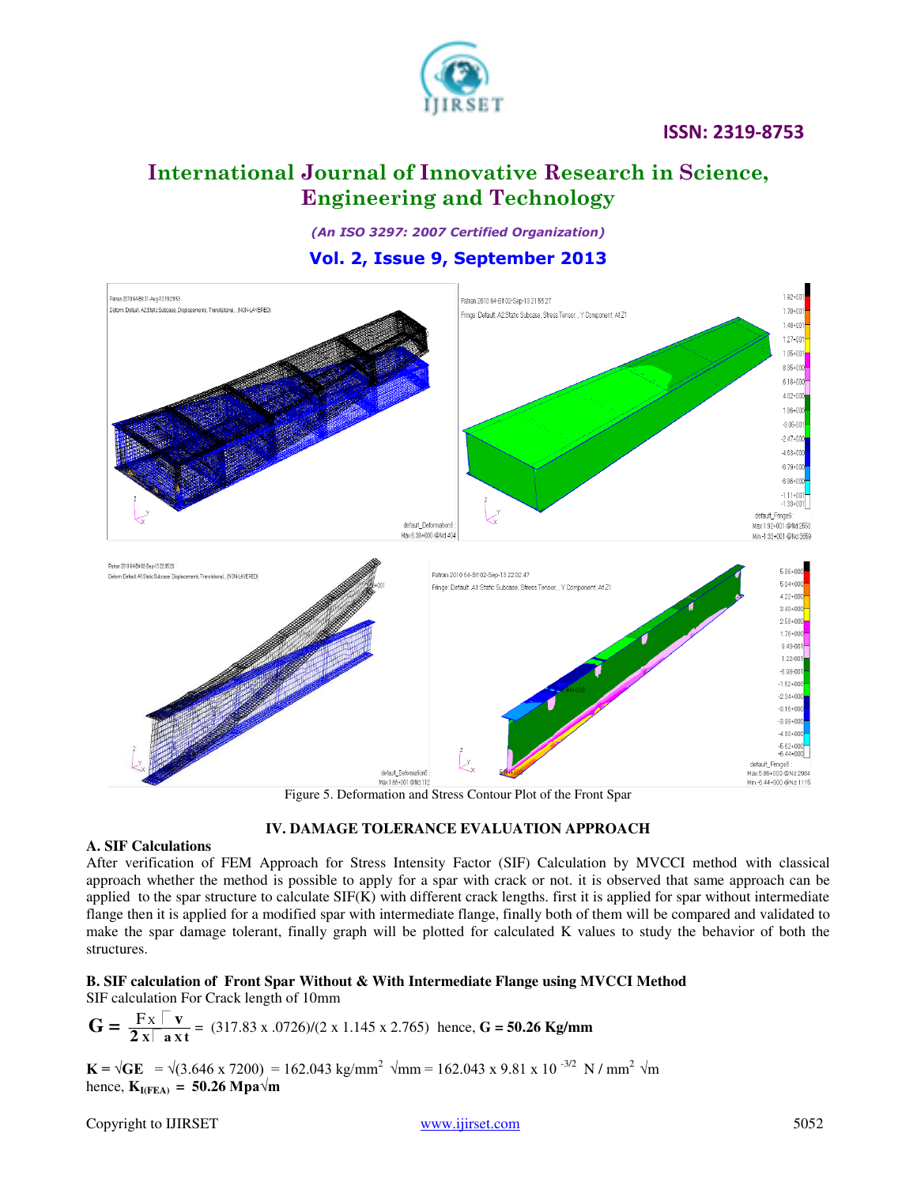Figure 5. Deformation and Stress Contour Plot of the Front Spar

## IV. DAMAGE TOLERANCE EVALUATION APPROACH

### A. SIF Calculations

After verification of FEM Approach for Stress Intensity Factor (SIF) Calculation by MVCCI method with classical approach whether the method is possible to apply for a spar with crack or not. it is observed that same approach can be applied to the structure to calculate SIF(K) with different crack lengths. first it is applied for spar without intermediate flange then it is applied for a modified spar with intermediate flange, finally both of them will be compared and validated to make the spar damage tolerant, finally graph will be plotted for calculated K values to study the behavior of both the structures.

### B. SIF calculation of Front Spar Without & With Intermediate Flange using MVCCI Method

SIF calculation For Crack length of 10mm

$$\mathbf{G} = \frac{F \times \Delta v}{2 \times \Delta a \times t} = (317.83 \times .0726)/(2 \times 1.145 \times 2.765) \text{ hence, } \mathbf{G = 50.26\ Kg/mm}$$

$\mathbf{K = \sqrt{GE}} = \sqrt{(3.646 \times 7200)} = 162.043 \text{ kg/mm}^2 \sqrt{\text{mm}} = 162.043 \times 9.81 \times 10^{-3/2} \text{ N / mm}^2 \sqrt{\text{m}}$

hence, $\mathbf{K_{I(FEA)} = 50.26\ Mpa\sqrt{m}}$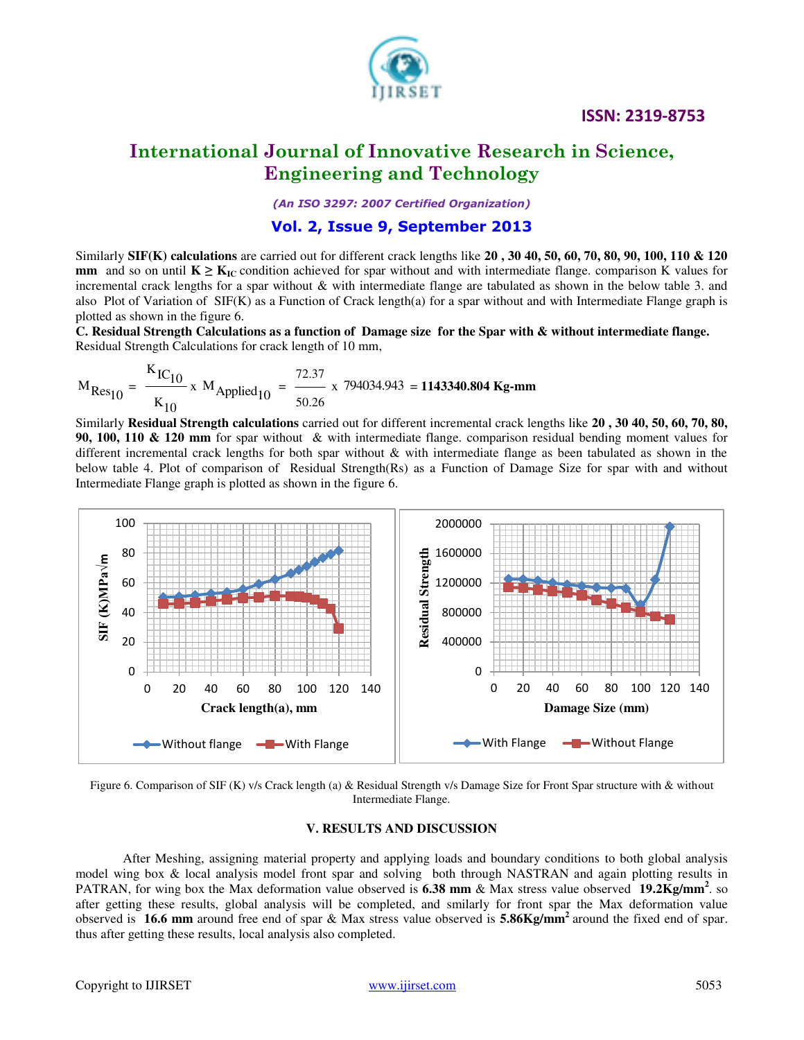Similarly **SIF(K) calculations** are carried out for different crack lengths like **20 , 30 40, 50, 60, 70, 80, 90, 100, 110 & 120 mm** and so on until **$K \geq K_{IC}$** condition achieved for spar without and with intermediate flange. comparison K values for incremental crack lengths for a spar without & with intermediate flange are tabulated as shown in the below table 3. and also Plot of Variation of SIF(K) as a Function of Crack length(a) for a spar without and with Intermediate Flange graph is plotted as shown in the figure 6.

**C. Residual Strength Calculations as a function of Damage size for the Spar with & without intermediate flange.**

Residual Strength Calculations for crack length of 10 mm,

$$M_{Res_{10}} = \frac{K_{IC_{10}}}{K_{10}} \times M_{Applied_{10}} = \frac{72.37}{50.26} \times 794034.943 = \mathbf{1143340.804\ Kg\text{-}mm}$$

Similarly **Residual Strength calculations** carried out for different incremental crack lengths like **20 , 30 40, 50, 60, 70, 80, 90, 100, 110 & 120 mm** for spar without & with intermediate flange. comparison residual bending moment values for different incremental crack lengths for both spar without & with intermediate flange as been tabulated as shown in the below table 4. Plot of comparison of Residual Strength(Rs) as a Function of Damage Size for spar with and without Intermediate Flange graph is plotted as shown in the figure 6.

Figure 6. Comparison of SIF (K) v/s Crack length (a) & Residual Strength v/s Damage Size for Front Spar structure with & without Intermediate Flange.

## V. RESULTS AND DISCUSSION

After Meshing, assigning material property and applying loads and boundary conditions to both global analysis model wing box & local analysis model front spar and solving both through NASTRAN and again plotting results in PATRAN, for wing box the Max deformation value observed is **6.38 mm** & Max stress value observed **19.2Kg/mm²**. so after getting these results, global analysis will be completed, and smilarly for front spar the Max deformation value observed is **16.6 mm** around free end of spar & Max stress value observed is **5.86Kg/mm²** around the fixed end of spar. thus after getting these results, local analysis also completed.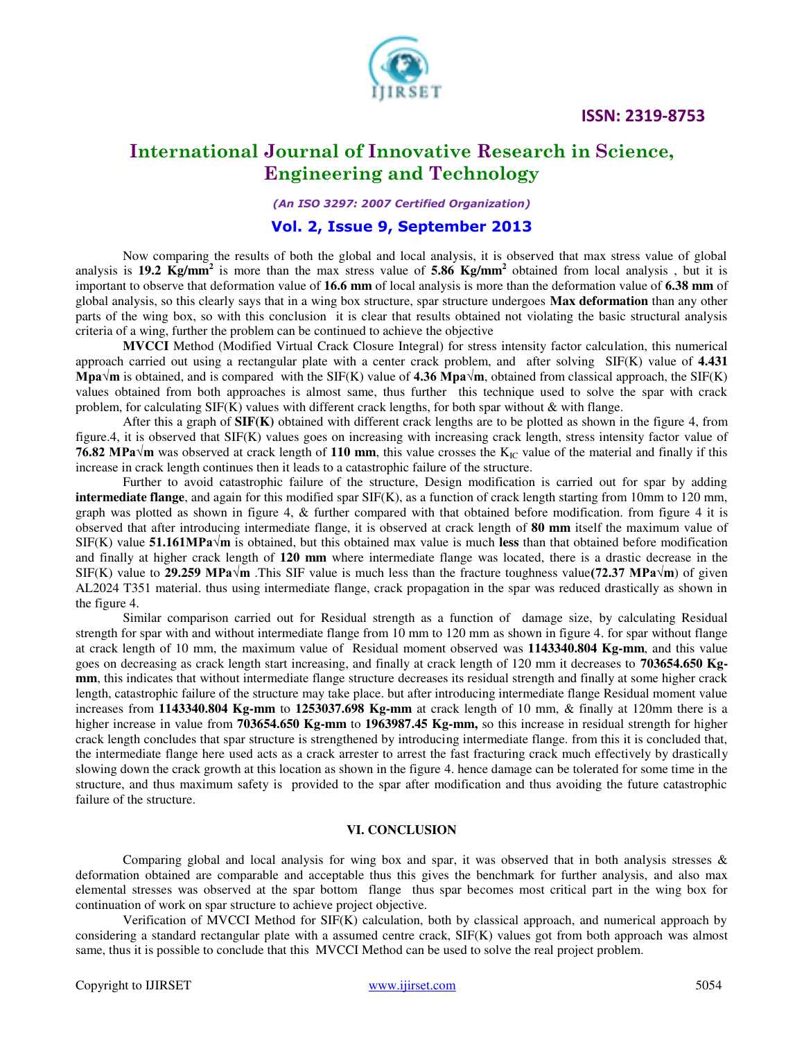Now comparing the results of both the global and local analysis, it is observed that max stress value of global analysis is **19.2 Kg/mm$^2$** is more than the max stress value of **5.86 Kg/mm$^2$** obtained from local analysis , but it is important to observe that deformation value of **16.6 mm** of local analysis is more than the deformation value of **6.38 mm** of global analysis, so this clearly says that in a wing box structure, spar structure undergoes **Max deformation** than any other parts of the wing box, so with this conclusion it is clear that results obtained not violating the basic structural analysis criteria of a wing, further the problem can be continued to achieve the objective

**MVCCI** Method (Modified Virtual Crack Closure Integral) for stress intensity factor calculation, this numerical approach carried out using a rectangular plate with a center crack problem, and after solving SIF(K) value of **4.431 Mpa√m** is obtained, and is compared with the SIF(K) value of **4.36 Mpa√m**, obtained from classical approach, the SIF(K) values obtained from both approaches is almost same, thus further this technique used to solve the spar with crack problem, for calculating SIF(K) values with different crack lengths, for both spar without & with flange.

After this a graph of **SIF(K)** obtained with different crack lengths are to be plotted as shown in the figure 4, from figure.4, it is observed that SIF(K) values goes on increasing with increasing crack length, stress intensity factor value of **76.82 MPa√m** was observed at crack length of **110 mm**, this value crosses the $K_{IC}$ value of the material and finally if this increase in crack length continues then it leads to a catastrophic failure of the structure.

Further to avoid catastrophic failure of the structure, Design modification is carried out for spar by adding **intermediate flange**, and again for this modified spar SIF(K), as a function of crack length starting from 10mm to 120 mm, graph was plotted as shown in figure 4, & further compared with that obtained before modification. from figure 4 it is observed that after introducing intermediate flange, it is observed at crack length of **80 mm** itself the maximum value of SIF(K) value **51.161MPa√m** is obtained, but this obtained max value is much **less** than that obtained before modification and finally at higher crack length of **120 mm** where intermediate flange was located, there is a drastic decrease in the SIF(K) value to **29.259 MPa√m** .This SIF value is much less than the fracture toughness value**(72.37 MPa√m**) of given AL2024 T351 material. thus using intermediate flange, crack propagation in the spar was reduced drastically as shown in the figure 4.

Similar comparison carried out for Residual strength as a function of damage size, by calculating Residual strength for spar with and without intermediate flange from 10 mm to 120 mm as shown in figure 4. for spar without flange at crack length of 10 mm, the maximum value of Residual moment observed was **1143340.804 Kg-mm**, and this value goes on decreasing as crack length start increasing, and finally at crack length of 120 mm it decreases to **703654.650 Kg-mm**, this indicates that without intermediate flange structure decreases its residual strength and finally at some higher crack length, catastrophic failure of the structure may take place. but after introducing intermediate flange Residual moment value increases from **1143340.804 Kg-mm** to **1253037.698 Kg-mm** at crack length of 10 mm, & finally at 120mm there is a higher increase in value from **703654.650 Kg-mm** to **1963987.45 Kg-mm,** so this increase in residual strength for higher crack length concludes that spar structure is strengthened by introducing intermediate flange. from this it is concluded that, the intermediate flange here used acts as a crack arrester to arrest the fast fracturing crack much effectively by drastically slowing down the crack growth at this location as shown in the figure 4. hence damage can be tolerated for some time in the structure, and thus maximum safety is provided to the spar after modification and thus avoiding the future catastrophic failure of the structure.

## VI. CONCLUSION

Comparing global and local analysis for wing box and spar, it was observed that in both analysis stresses & deformation obtained are comparable and acceptable thus this gives the benchmark for further analysis, and also max elemental stresses was observed at the spar bottom flange thus spar becomes most critical part in the wing box for continuation of work on spar structure to achieve project objective.

Verification of MVCCI Method for SIF(K) calculation, both by classical approach, and numerical approach by considering a standard rectangular plate with a assumed centre crack, SIF(K) values got from both approach was almost same, thus it is possible to conclude that this MVCCI Method can be used to solve the real project problem.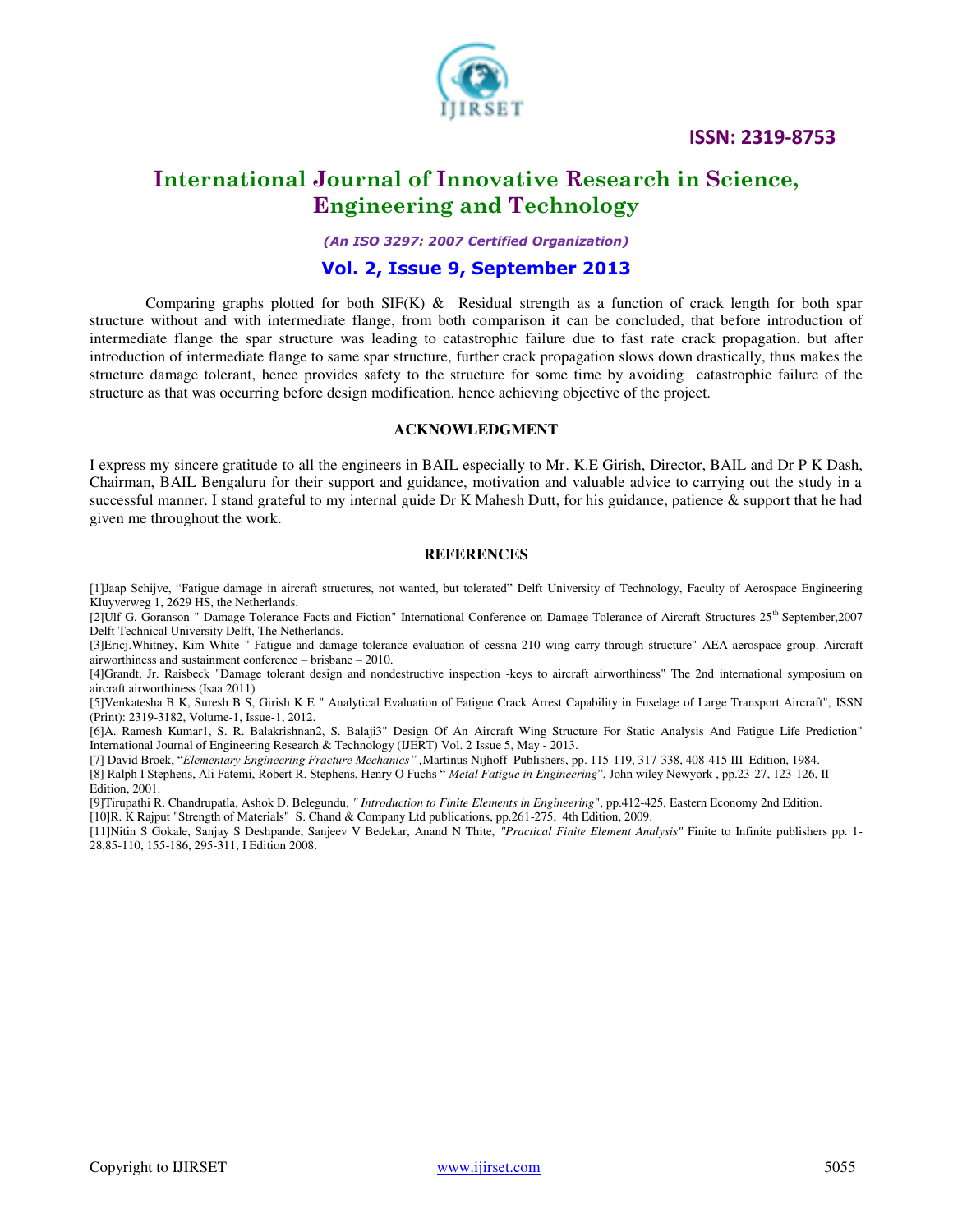Comparing graphs plotted for both SIF(K) & Residual strength as a function of crack length for both spar structure without and with intermediate flange, from both comparison it can be concluded, that before introduction of intermediate flange the spar structure was leading to catastrophic failure due to fast rate crack propagation. but after introduction of intermediate flange to same spar structure, further crack propagation slows down drastically, thus makes the structure damage tolerant, hence provides safety to the structure for some time by avoiding catastrophic failure of the structure as that was occurring before design modification. hence achieving objective of the project.

## ACKNOWLEDGMENT

I express my sincere gratitude to all the engineers in BAIL especially to Mr. K.E Girish, Director, BAIL and Dr P K Dash, Chairman, BAIL Bengaluru for their support and guidance, motivation and valuable advice to carrying out the study in a successful manner. I stand grateful to my internal guide Dr K Mahesh Dutt, for his guidance, patience & support that he had given me throughout the work.

## REFERENCES

[1]Jaap Schijve, "Fatigue damage in aircraft structures, not wanted, but tolerated" Delft University of Technology, Faculty of Aerospace Engineering Kluyverweg 1, 2629 HS, the Netherlands.

[2]Ulf G. Goranson " Damage Tolerance Facts and Fiction" International Conference on Damage Tolerance of Aircraft Structures 25th September,2007 Delft Technical University Delft, The Netherlands.

[3]Ericj.Whitney, Kim White " Fatigue and damage tolerance evaluation of cessna 210 wing carry through structure" AEA aerospace group. Aircraft airworthiness and sustainment conference – brisbane – 2010.

[4]Grandt, Jr. Raisbeck "Damage tolerant design and nondestructive inspection -keys to aircraft airworthiness" The 2nd international symposium on aircraft airworthiness (Isaa 2011)

[5]Venkatesha B K, Suresh B S, Girish K E " Analytical Evaluation of Fatigue Crack Arrest Capability in Fuselage of Large Transport Aircraft", ISSN (Print): 2319-3182, Volume-1, Issue-1, 2012.

[6]A. Ramesh Kumar1, S. R. Balakrishnan2, S. Balaji3" Design Of An Aircraft Wing Structure For Static Analysis And Fatigue Life Prediction" International Journal of Engineering Research & Technology (IJERT) Vol. 2 Issue 5, May - 2013.

[7] David Broek, "*Elementary Engineering Fracture Mechanics*" ,Martinus Nijhoff Publishers, pp. 115-119, 317-338, 408-415 III Edition, 1984.

[8] Ralph I Stephens, Ali Fatemi, Robert R. Stephens, Henry O Fuchs " *Metal Fatigue in Engineering*", John wiley Newyork , pp.23-27, 123-126, II Edition, 2001.

[9]Tirupathi R. Chandrupatla, Ashok D. Belegundu, *" Introduction to Finite Elements in Engineering*", pp.412-425, Eastern Economy 2nd Edition.

[10]R. K Rajput "Strength of Materials" S. Chand & Company Ltd publications, pp.261-275, 4th Edition, 2009.

[11]Nitin S Gokale, Sanjay S Deshpande, Sanjeev V Bedekar, Anand N Thite, *"Practical Finite Element Analysis"* Finite to Infinite publishers pp. 1-28,85-110, 155-186, 295-311, I Edition 2008.